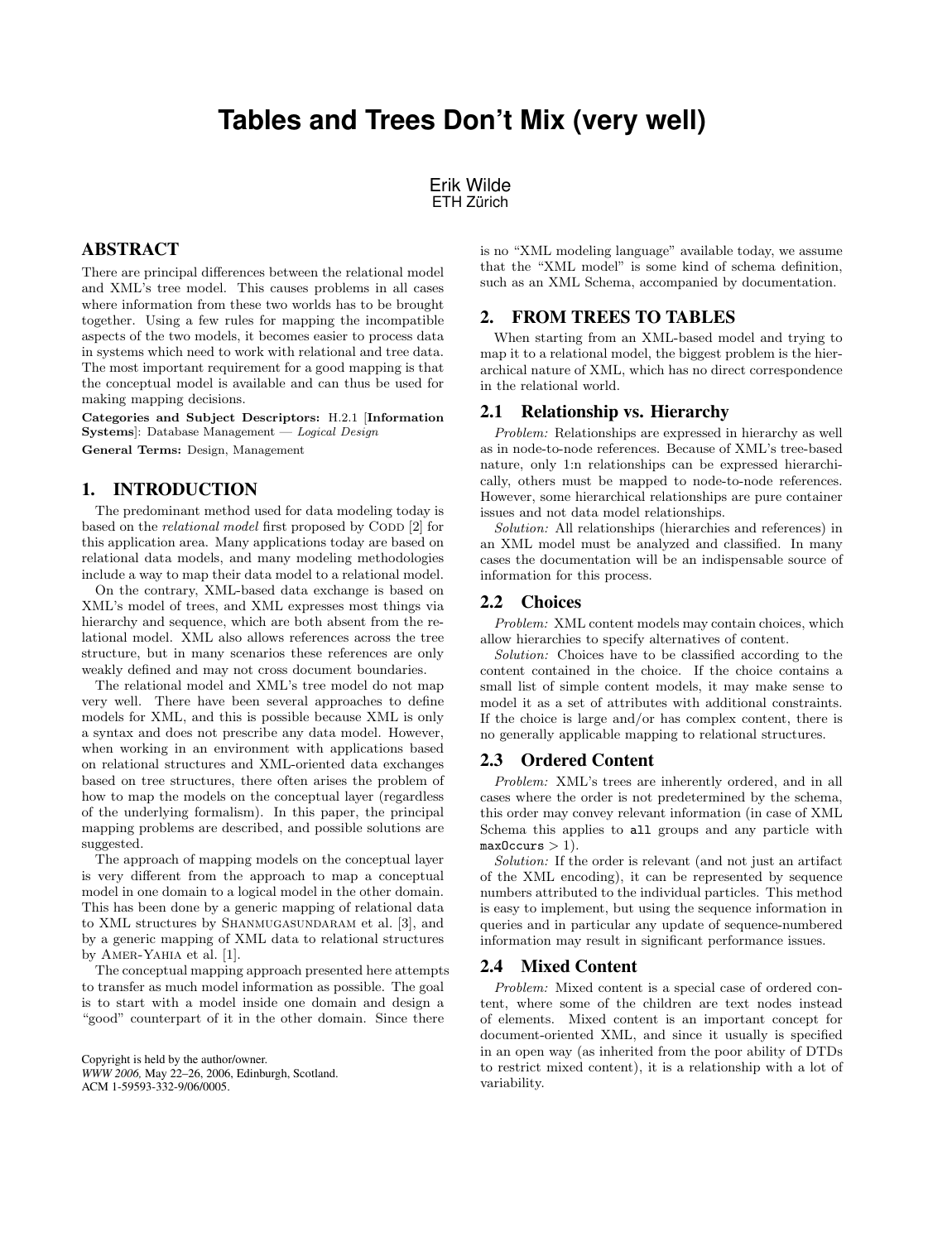# Tables and Trees Don't Mix (very well)

Erik Wilde
ETH Zürich

## ABSTRACT

There are principal differences between the relational model and XML's tree model. This causes problems in all cases where information from these two worlds has to be brought together. Using a few rules for mapping the incompatible aspects of the two models, it becomes easier to process data in systems which need to work with relational and tree data. The most important requirement for a good mapping is that the conceptual model is available and can thus be used for making mapping decisions.

**Categories and Subject Descriptors:** H.2.1 [**Information Systems**]: Database Management — *Logical Design*

**General Terms:** Design, Management

## 1. INTRODUCTION

The predominant method used for data modeling today is based on the *relational model* first proposed by Codd [2] for this application area. Many applications today are based on relational data models, and many modeling methodologies include a way to map their data model to a relational model.

On the contrary, XML-based data exchange is based on XML's model of trees, and XML expresses most things via hierarchy and sequence, which are both absent from the relational model. XML also allows references across the tree structure, but in many scenarios these references are only weakly defined and may not cross document boundaries.

The relational model and XML's tree model do not map very well. There have been several approaches to define models for XML, and this is possible because XML is only a syntax and does not prescribe any data model. However, when working in an environment with applications based on relational structures and XML-oriented data exchanges based on tree structures, there often arises the problem of how to map the models on the conceptual layer (regardless of the underlying formalism). In this paper, the principal mapping problems are described, and possible solutions are suggested.

The approach of mapping models on the conceptual layer is very different from the approach to map a conceptual model in one domain to a logical model in the other domain. This has been done by a generic mapping of relational data to XML structures by Shanmugasundaram et al. [3], and by a generic mapping of XML data to relational structures by Amer-Yahia et al. [1].

The conceptual mapping approach presented here attempts to transfer as much model information as possible. The goal is to start with a model inside one domain and design a "good" counterpart of it in the other domain. Since there is no "XML modeling language" available today, we assume that the "XML model" is some kind of schema definition, such as an XML Schema, accompanied by documentation.

Copyright is held by the author/owner.
*WWW 2006,* May 22–26, 2006, Edinburgh, Scotland.
ACM 1-59593-332-9/06/0005.

## 2. FROM TREES TO TABLES

When starting from an XML-based model and trying to map it to a relational model, the biggest problem is the hierarchical nature of XML, which has no direct correspondence in the relational world.

### 2.1 Relationship vs. Hierarchy

*Problem:* Relationships are expressed in hierarchy as well as in node-to-node references. Because of XML's tree-based nature, only 1:n relationships can be expressed hierarchically, others must be mapped to node-to-node references. However, some hierarchical relationships are pure container issues and not data model relationships.

*Solution:* All relationships (hierarchies and references) in an XML model must be analyzed and classified. In many cases the documentation will be an indispensable source of information for this process.

### 2.2 Choices

*Problem:* XML content models may contain choices, which allow hierarchies to specify alternatives of content.

*Solution:* Choices have to be classified according to the content contained in the choice. If the choice contains a small list of simple content models, it may make sense to model it as a set of attributes with additional constraints. If the choice is large and/or has complex content, there is no generally applicable mapping to relational structures.

### 2.3 Ordered Content

*Problem:* XML's trees are inherently ordered, and in all cases where the order is not predetermined by the schema, this order may convey relevant information (in case of XML Schema this applies to `all` groups and any particle with `maxOccurs` > 1).

*Solution:* If the order is relevant (and not just an artifact of the XML encoding), it can be represented by sequence numbers attributed to the individual particles. This method is easy to implement, but using the sequence information in queries and in particular any update of sequence-numbered information may result in significant performance issues.

### 2.4 Mixed Content

*Problem:* Mixed content is a special case of ordered content, where some of the children are text nodes instead of elements. Mixed content is an important concept for document-oriented XML, and since it usually is specified in an open way (as inherited from the poor ability of DTDs to restrict mixed content), it is a relationship with a lot of variability.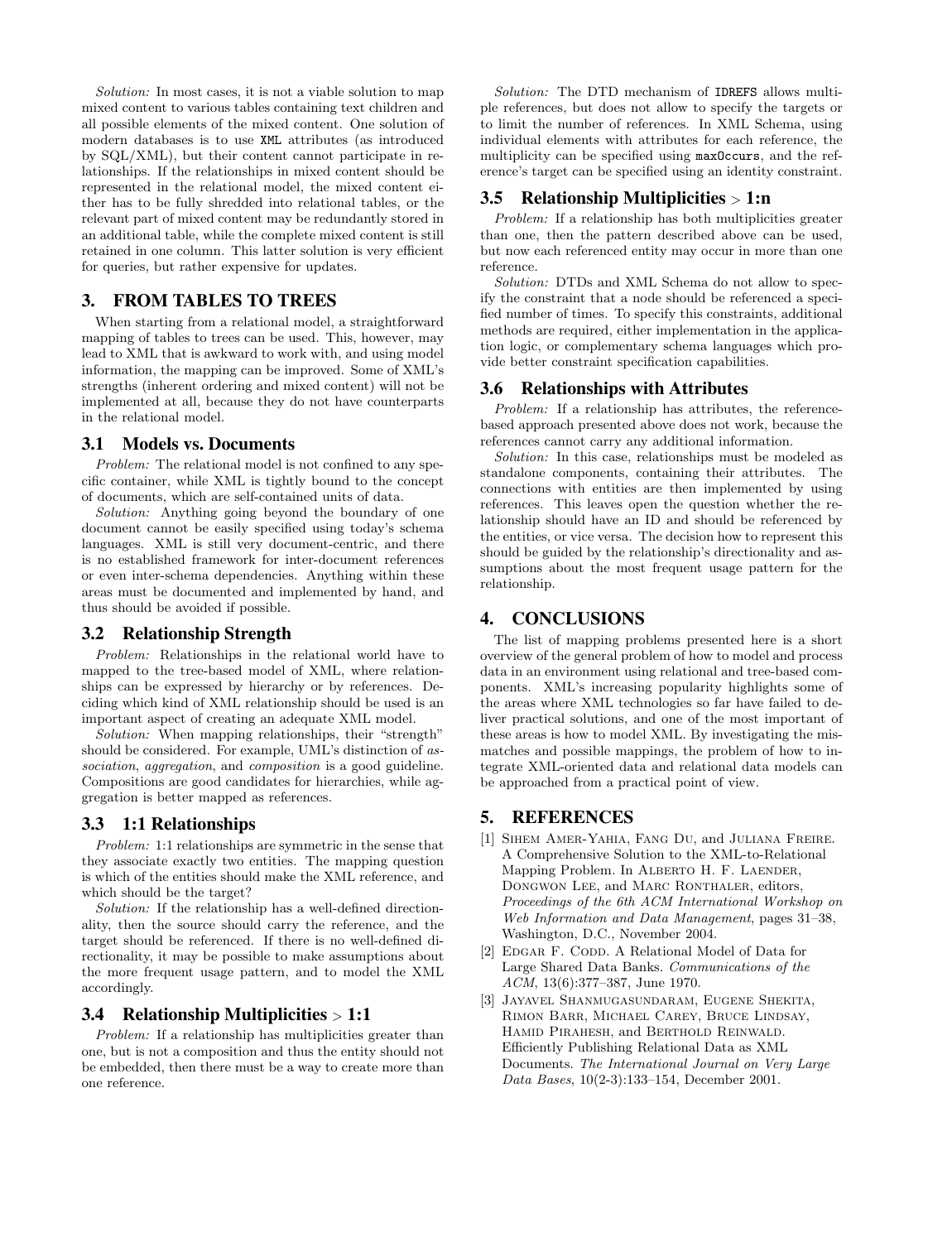*Solution:* In most cases, it is not a viable solution to map mixed content to various tables containing text children and all possible elements of the mixed content. One solution of modern databases is to use XML attributes (as introduced by SQL/XML), but their content cannot participate in relationships. If the relationships in mixed content should be represented in the relational model, the mixed content either has to be fully shredded into relational tables, or the relevant part of mixed content may be redundantly stored in an additional table, while the complete mixed content is still retained in one column. This latter solution is very efficient for queries, but rather expensive for updates.

## 3. FROM TABLES TO TREES

When starting from a relational model, a straightforward mapping of tables to trees can be used. This, however, may lead to XML that is awkward to work with, and using model information, the mapping can be improved. Some of XML's strengths (inherent ordering and mixed content) will not be implemented at all, because they do not have counterparts in the relational model.

### 3.1 Models vs. Documents

*Problem:* The relational model is not confined to any specific container, while XML is tightly bound to the concept of documents, which are self-contained units of data.

*Solution:* Anything going beyond the boundary of one document cannot be easily specified using today's schema languages. XML is still very document-centric, and there is no established framework for inter-document references or even inter-schema dependencies. Anything within these areas must be documented and implemented by hand, and thus should be avoided if possible.

### 3.2 Relationship Strength

*Problem:* Relationships in the relational world have to mapped to the tree-based model of XML, where relationships can be expressed by hierarchy or by references. Deciding which kind of XML relationship should be used is an important aspect of creating an adequate XML model.

*Solution:* When mapping relationships, their "strength" should be considered. For example, UML's distinction of *association*, *aggregation*, and *composition* is a good guideline. Compositions are good candidates for hierarchies, while aggregation is better mapped as references.

### 3.3 1:1 Relationships

*Problem:* 1:1 relationships are symmetric in the sense that they associate exactly two entities. The mapping question is which of the entities should make the XML reference, and which should be the target?

*Solution:* If the relationship has a well-defined directionality, then the source should carry the reference, and the target should be referenced. If there is no well-defined directionality, it may be possible to make assumptions about the more frequent usage pattern, and to model the XML accordingly.

### 3.4 Relationship Multiplicities > 1:1

*Problem:* If a relationship has multiplicities greater than one, but is not a composition and thus the entity should not be embedded, then there must be a way to create more than one reference.

*Solution:* The DTD mechanism of IDREFS allows multiple references, but does not allow to specify the targets or to limit the number of references. In XML Schema, using individual elements with attributes for each reference, the multiplicity can be specified using maxOccurs, and the reference's target can be specified using an identity constraint.

### 3.5 Relationship Multiplicities > 1:n

*Problem:* If a relationship has both multiplicities greater than one, then the pattern described above can be used, but now each referenced entity may occur in more than one reference.

*Solution:* DTDs and XML Schema do not allow to specify the constraint that a node should be referenced a specified number of times. To specify this constraints, additional methods are required, either implementation in the application logic, or complementary schema languages which provide better constraint specification capabilities.

### 3.6 Relationships with Attributes

*Problem:* If a relationship has attributes, the reference-based approach presented above does not work, because the references cannot carry any additional information.

*Solution:* In this case, relationships must be modeled as standalone components, containing their attributes. The connections with entities are then implemented by using references. This leaves open the question whether the relationship should have an ID and should be referenced by the entities, or vice versa. The decision how to represent this should be guided by the relationship's directionality and assumptions about the most frequent usage pattern for the relationship.

## 4. CONCLUSIONS

The list of mapping problems presented here is a short overview of the general problem of how to model and process data in an environment using relational and tree-based components. XML's increasing popularity highlights some of the areas where XML technologies so far have failed to deliver practical solutions, and one of the most important of these areas is how to model XML. By investigating the mismatches and possible mappings, the problem of how to integrate XML-oriented data and relational data models can be approached from a practical point of view.

## 5. REFERENCES

[1] Sihem Amer-Yahia, Fang Du, and Juliana Freire. A Comprehensive Solution to the XML-to-Relational Mapping Problem. In Alberto H. F. Laender, Dongwon Lee, and Marc Ronthaler, editors, *Proceedings of the 6th ACM International Workshop on Web Information and Data Management*, pages 31–38, Washington, D.C., November 2004.

[2] Edgar F. Codd. A Relational Model of Data for Large Shared Data Banks. *Communications of the ACM*, 13(6):377–387, June 1970.

[3] Jayavel Shanmugasundaram, Eugene Shekita, Rimon Barr, Michael Carey, Bruce Lindsay, Hamid Pirahesh, and Berthold Reinwald. Efficiently Publishing Relational Data as XML Documents. *The International Journal on Very Large Data Bases*, 10(2-3):133–154, December 2001.